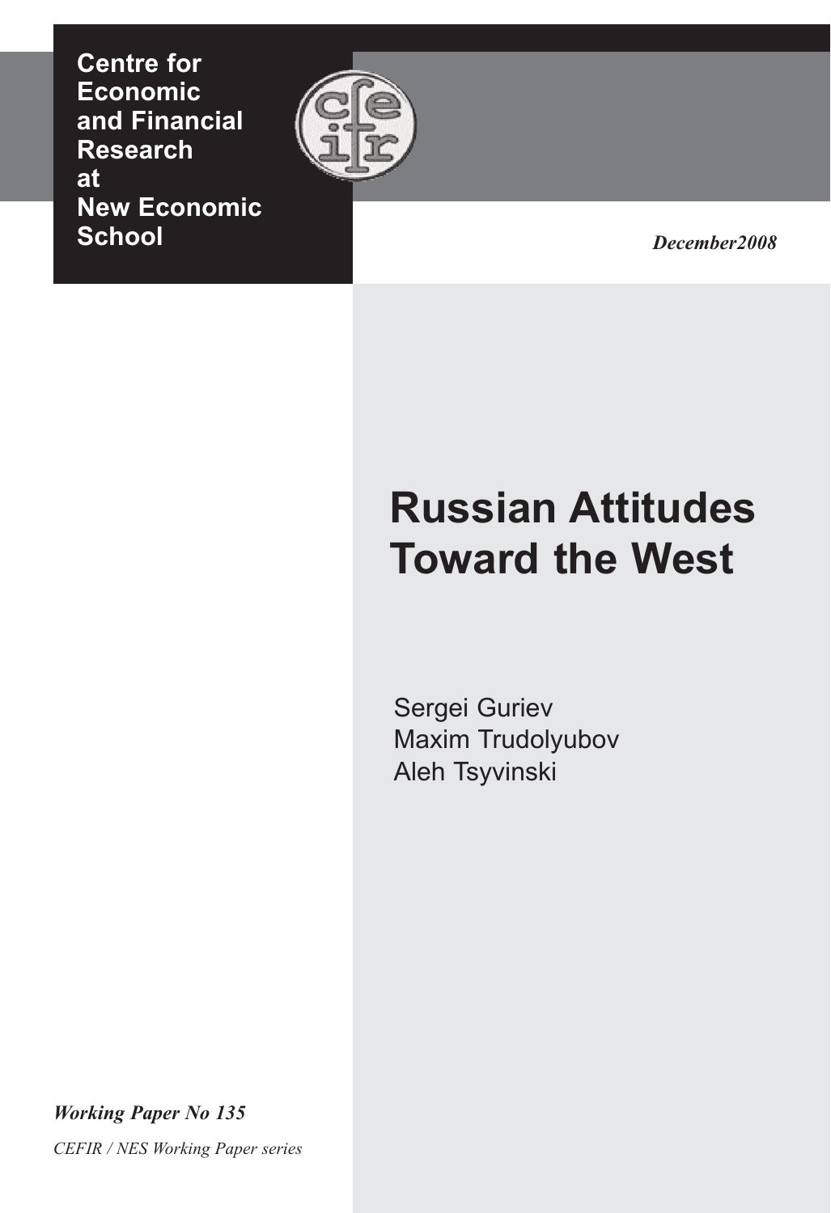**Centre for Economic and Financial Research at New Economic School**

*December2008*

# Russian Attitudes Toward the West

Sergei Guriev
Maxim Trudolyubov
Aleh Tsyvinski

*Working Paper No 135*

*CEFIR / NES Working Paper series*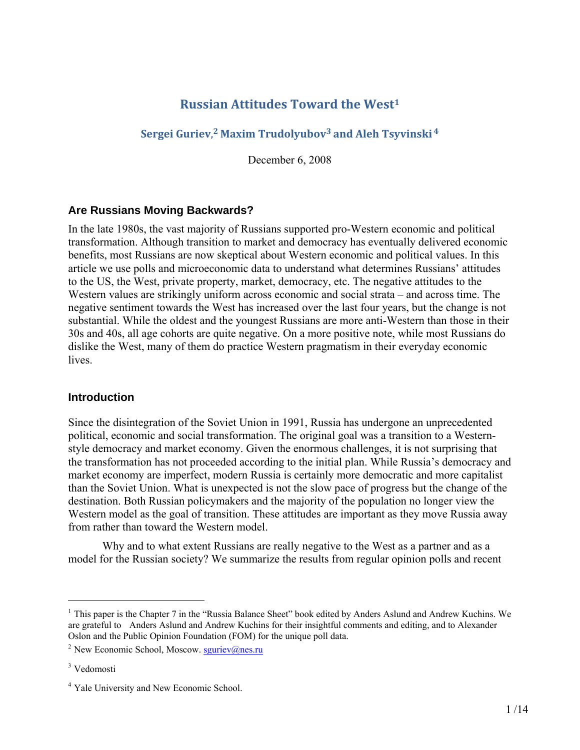# Russian Attitudes Toward the West[1]

## Sergei Guriev,[2] Maxim Trudolyubov[3] and Aleh Tsyvinski[4]

December 6, 2008

### Are Russians Moving Backwards?

In the late 1980s, the vast majority of Russians supported pro-Western economic and political transformation. Although transition to market and democracy has eventually delivered economic benefits, most Russians are now skeptical about Western economic and political values. In this article we use polls and microeconomic data to understand what determines Russians' attitudes to the US, the West, private property, market, democracy, etc. The negative attitudes to the Western values are strikingly uniform across economic and social strata – and across time. The negative sentiment towards the West has increased over the last four years, but the change is not substantial. While the oldest and the youngest Russians are more anti-Western than those in their 30s and 40s, all age cohorts are quite negative. On a more positive note, while most Russians do dislike the West, many of them do practice Western pragmatism in their everyday economic lives.

### Introduction

Since the disintegration of the Soviet Union in 1991, Russia has undergone an unprecedented political, economic and social transformation. The original goal was a transition to a Western-style democracy and market economy. Given the enormous challenges, it is not surprising that the transformation has not proceeded according to the initial plan. While Russia's democracy and market economy are imperfect, modern Russia is certainly more democratic and more capitalist than the Soviet Union. What is unexpected is not the slow pace of progress but the change of the destination. Both Russian policymakers and the majority of the population no longer view the Western model as the goal of transition. These attitudes are important as they move Russia away from rather than toward the Western model.

Why and to what extent Russians are really negative to the West as a partner and as a model for the Russian society? We summarize the results from regular opinion polls and recent

---

[1] This paper is the Chapter 7 in the "Russia Balance Sheet" book edited by Anders Aslund and Andrew Kuchins. We are grateful to Anders Aslund and Andrew Kuchins for their insightful comments and editing, and to Alexander Oslon and the Public Opinion Foundation (FOM) for the unique poll data.

[2] New Economic School, Moscow. sguriev@nes.ru

[3] Vedomosti

[4] Yale University and New Economic School.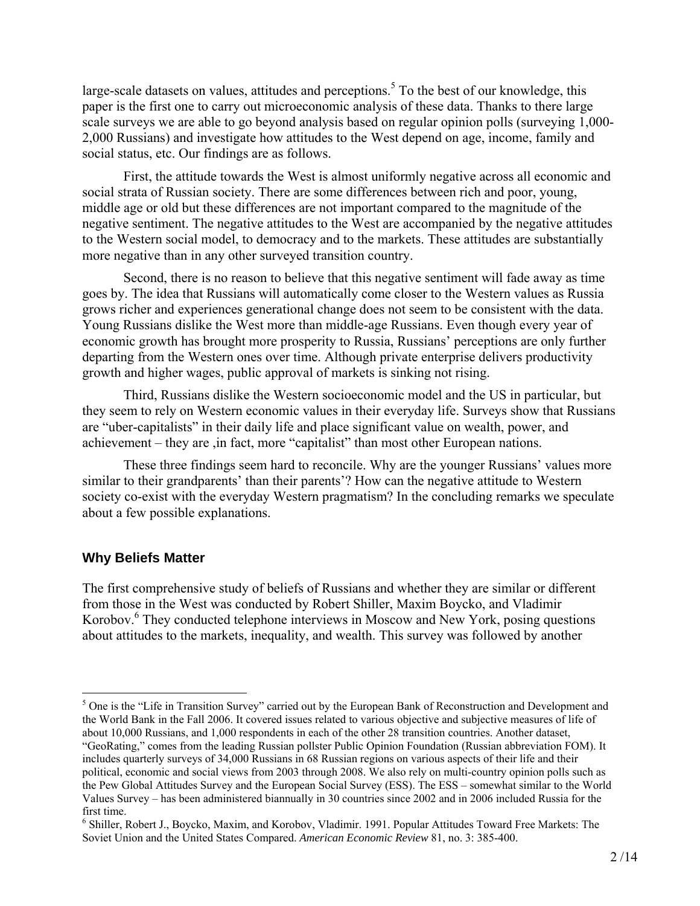large-scale datasets on values, attitudes and perceptions.[5] To the best of our knowledge, this paper is the first one to carry out microeconomic analysis of these data. Thanks to there large scale surveys we are able to go beyond analysis based on regular opinion polls (surveying 1,000-2,000 Russians) and investigate how attitudes to the West depend on age, income, family and social status, etc. Our findings are as follows.

First, the attitude towards the West is almost uniformly negative across all economic and social strata of Russian society. There are some differences between rich and poor, young, middle age or old but these differences are not important compared to the magnitude of the negative sentiment. The negative attitudes to the West are accompanied by the negative attitudes to the Western social model, to democracy and to the markets. These attitudes are substantially more negative than in any other surveyed transition country.

Second, there is no reason to believe that this negative sentiment will fade away as time goes by. The idea that Russians will automatically come closer to the Western values as Russia grows richer and experiences generational change does not seem to be consistent with the data. Young Russians dislike the West more than middle-age Russians. Even though every year of economic growth has brought more prosperity to Russia, Russians' perceptions are only further departing from the Western ones over time. Although private enterprise delivers productivity growth and higher wages, public approval of markets is sinking not rising.

Third, Russians dislike the Western socioeconomic model and the US in particular, but they seem to rely on Western economic values in their everyday life. Surveys show that Russians are "uber-capitalists" in their daily life and place significant value on wealth, power, and achievement – they are ,in fact, more "capitalist" than most other European nations.

These three findings seem hard to reconcile. Why are the younger Russians' values more similar to their grandparents' than their parents'? How can the negative attitude to Western society co-exist with the everyday Western pragmatism? In the concluding remarks we speculate about a few possible explanations.

## Why Beliefs Matter

The first comprehensive study of beliefs of Russians and whether they are similar or different from those in the West was conducted by Robert Shiller, Maxim Boycko, and Vladimir Korobov.[6] They conducted telephone interviews in Moscow and New York, posing questions about attitudes to the markets, inequality, and wealth. This survey was followed by another

---

[5] One is the "Life in Transition Survey" carried out by the European Bank of Reconstruction and Development and the World Bank in the Fall 2006. It covered issues related to various objective and subjective measures of life of about 10,000 Russians, and 1,000 respondents in each of the other 28 transition countries. Another dataset, "GeoRating," comes from the leading Russian pollster Public Opinion Foundation (Russian abbreviation FOM). It includes quarterly surveys of 34,000 Russians in 68 Russian regions on various aspects of their life and their political, economic and social views from 2003 through 2008. We also rely on multi-country opinion polls such as the Pew Global Attitudes Survey and the European Social Survey (ESS). The ESS – somewhat similar to the World Values Survey – has been administered biannually in 30 countries since 2002 and in 2006 included Russia for the first time.

[6] Shiller, Robert J., Boycko, Maxim, and Korobov, Vladimir. 1991. Popular Attitudes Toward Free Markets: The Soviet Union and the United States Compared. *American Economic Review* 81, no. 3: 385-400.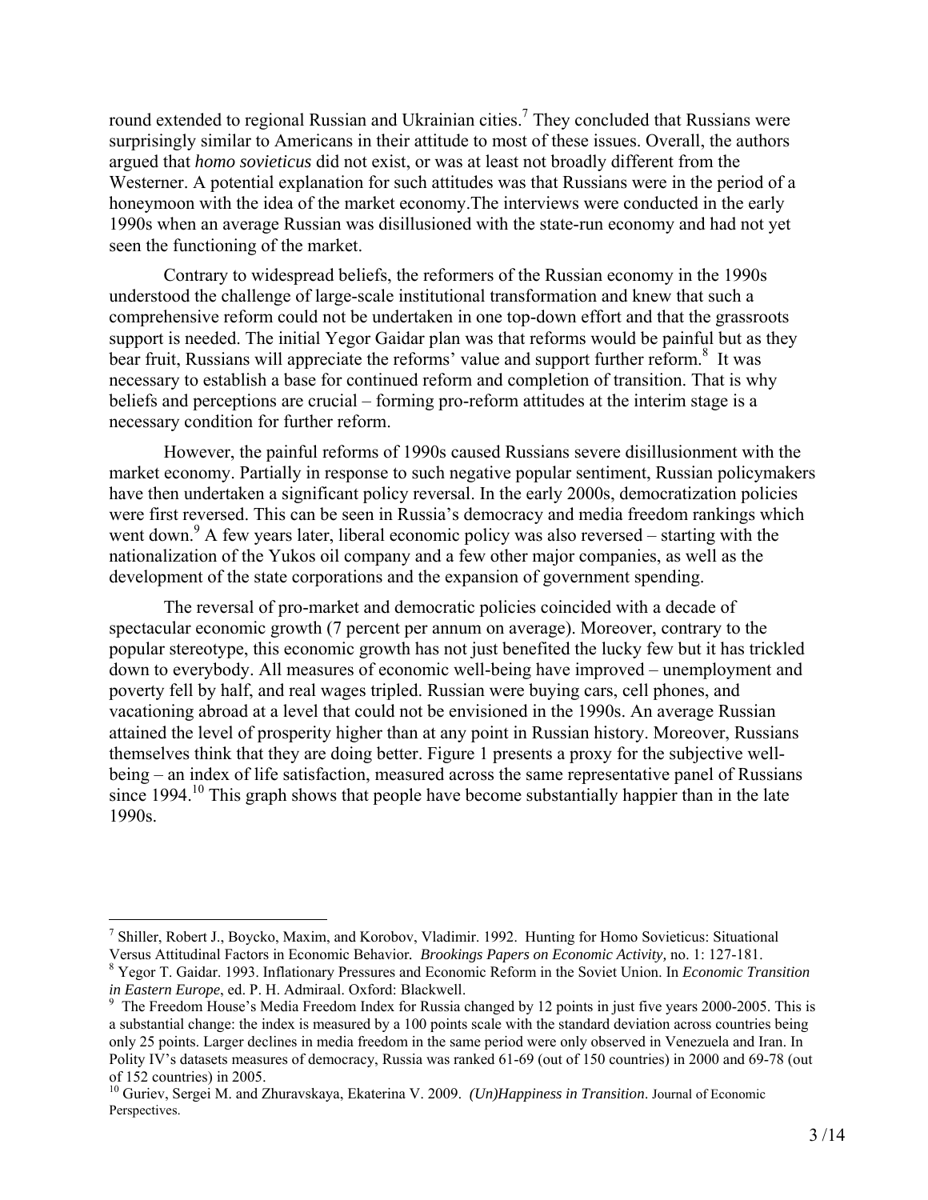round extended to regional Russian and Ukrainian cities.[7] They concluded that Russians were surprisingly similar to Americans in their attitude to most of these issues. Overall, the authors argued that *homo sovieticus* did not exist, or was at least not broadly different from the Westerner. A potential explanation for such attitudes was that Russians were in the period of a honeymoon with the idea of the market economy.The interviews were conducted in the early 1990s when an average Russian was disillusioned with the state-run economy and had not yet seen the functioning of the market.

Contrary to widespread beliefs, the reformers of the Russian economy in the 1990s understood the challenge of large-scale institutional transformation and knew that such a comprehensive reform could not be undertaken in one top-down effort and that the grassroots support is needed. The initial Yegor Gaidar plan was that reforms would be painful but as they bear fruit, Russians will appreciate the reforms' value and support further reform.[8] It was necessary to establish a base for continued reform and completion of transition. That is why beliefs and perceptions are crucial – forming pro-reform attitudes at the interim stage is a necessary condition for further reform.

However, the painful reforms of 1990s caused Russians severe disillusionment with the market economy. Partially in response to such negative popular sentiment, Russian policymakers have then undertaken a significant policy reversal. In the early 2000s, democratization policies were first reversed. This can be seen in Russia's democracy and media freedom rankings which went down.[9] A few years later, liberal economic policy was also reversed – starting with the nationalization of the Yukos oil company and a few other major companies, as well as the development of the state corporations and the expansion of government spending.

The reversal of pro-market and democratic policies coincided with a decade of spectacular economic growth (7 percent per annum on average). Moreover, contrary to the popular stereotype, this economic growth has not just benefited the lucky few but it has trickled down to everybody. All measures of economic well-being have improved – unemployment and poverty fell by half, and real wages tripled. Russian were buying cars, cell phones, and vacationing abroad at a level that could not be envisioned in the 1990s. An average Russian attained the level of prosperity higher than at any point in Russian history. Moreover, Russians themselves think that they are doing better. Figure 1 presents a proxy for the subjective well-being – an index of life satisfaction, measured across the same representative panel of Russians since 1994.[10] This graph shows that people have become substantially happier than in the late 1990s.

---

[7] Shiller, Robert J., Boycko, Maxim, and Korobov, Vladimir. 1992. Hunting for Homo Sovieticus: Situational Versus Attitudinal Factors in Economic Behavior. *Brookings Papers on Economic Activity,* no. 1: 127-181.

[8] Yegor T. Gaidar. 1993. Inflationary Pressures and Economic Reform in the Soviet Union. In *Economic Transition in Eastern Europe*, ed. P. H. Admiraal. Oxford: Blackwell.

[9] The Freedom House's Media Freedom Index for Russia changed by 12 points in just five years 2000-2005. This is a substantial change: the index is measured by a 100 points scale with the standard deviation across countries being only 25 points. Larger declines in media freedom in the same period were only observed in Venezuela and Iran. In Polity IV's datasets measures of democracy, Russia was ranked 61-69 (out of 150 countries) in 2000 and 69-78 (out of 152 countries) in 2005.

[10] Guriev, Sergei M. and Zhuravskaya, Ekaterina V. 2009. *(Un)Happiness in Transition*. Journal of Economic Perspectives.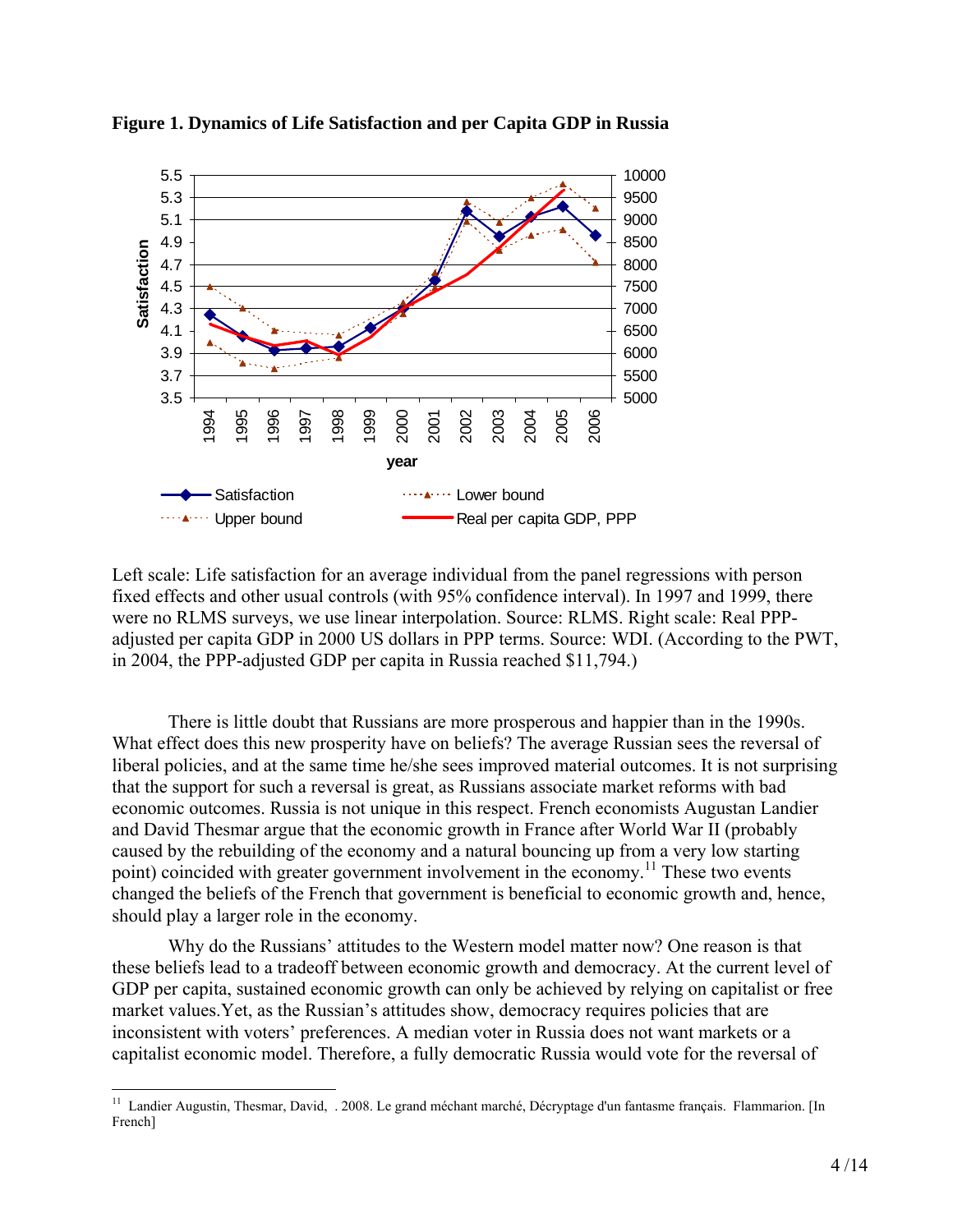**Figure 1. Dynamics of Life Satisfaction and per Capita GDP in Russia**

Left scale: Life satisfaction for an average individual from the panel regressions with person fixed effects and other usual controls (with 95% confidence interval). In 1997 and 1999, there were no RLMS surveys, we use linear interpolation. Source: RLMS. Right scale: Real PPP-adjusted per capita GDP in 2000 US dollars in PPP terms. Source: WDI. (According to the PWT, in 2004, the PPP-adjusted GDP per capita in Russia reached $11,794.)

There is little doubt that Russians are more prosperous and happier than in the 1990s. What effect does this new prosperity have on beliefs? The average Russian sees the reversal of liberal policies, and at the same time he/she sees improved material outcomes. It is not surprising that the support for such a reversal is great, as Russians associate market reforms with bad economic outcomes. Russia is not unique in this respect. French economists Augustan Landier and David Thesmar argue that the economic growth in France after World War II (probably caused by the rebuilding of the economy and a natural bouncing up from a very low starting point) coincided with greater government involvement in the economy.[11] These two events changed the beliefs of the French that government is beneficial to economic growth and, hence, should play a larger role in the economy.

Why do the Russians' attitudes to the Western model matter now? One reason is that these beliefs lead to a tradeoff between economic growth and democracy. At the current level of GDP per capita, sustained economic growth can only be achieved by relying on capitalist or free market values.Yet, as the Russian's attitudes show, democracy requires policies that are inconsistent with voters' preferences. A median voter in Russia does not want markets or a capitalist economic model. Therefore, a fully democratic Russia would vote for the reversal of

[11] Landier Augustin, Thesmar, David, . 2008. Le grand méchant marché, Décryptage d'un fantasme français. Flammarion. [In French]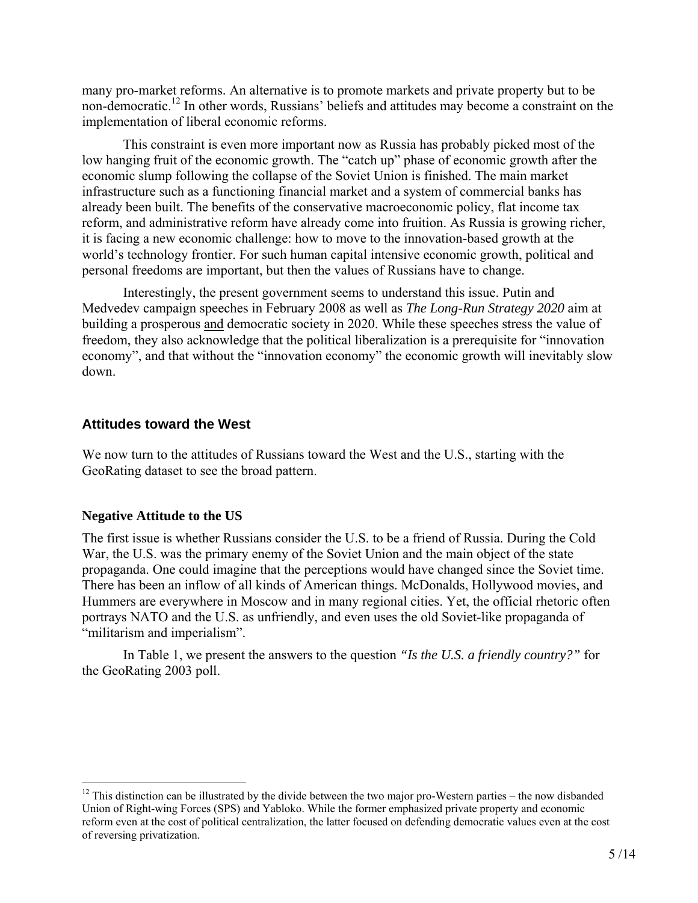many pro-market reforms. An alternative is to promote markets and private property but to be non-democratic.[12] In other words, Russians' beliefs and attitudes may become a constraint on the implementation of liberal economic reforms.

This constraint is even more important now as Russia has probably picked most of the low hanging fruit of the economic growth. The "catch up" phase of economic growth after the economic slump following the collapse of the Soviet Union is finished. The main market infrastructure such as a functioning financial market and a system of commercial banks has already been built. The benefits of the conservative macroeconomic policy, flat income tax reform, and administrative reform have already come into fruition. As Russia is growing richer, it is facing a new economic challenge: how to move to the innovation-based growth at the world's technology frontier. For such human capital intensive economic growth, political and personal freedoms are important, but then the values of Russians have to change.

Interestingly, the present government seems to understand this issue. Putin and Medvedev campaign speeches in February 2008 as well as *The Long-Run Strategy 2020* aim at building a prosperous <u>and</u> democratic society in 2020. While these speeches stress the value of freedom, they also acknowledge that the political liberalization is a prerequisite for "innovation economy", and that without the "innovation economy" the economic growth will inevitably slow down.

## Attitudes toward the West

We now turn to the attitudes of Russians toward the West and the U.S., starting with the GeoRating dataset to see the broad pattern.

### Negative Attitude to the US

The first issue is whether Russians consider the U.S. to be a friend of Russia. During the Cold War, the U.S. was the primary enemy of the Soviet Union and the main object of the state propaganda. One could imagine that the perceptions would have changed since the Soviet time. There has been an inflow of all kinds of American things. McDonalds, Hollywood movies, and Hummers are everywhere in Moscow and in many regional cities. Yet, the official rhetoric often portrays NATO and the U.S. as unfriendly, and even uses the old Soviet-like propaganda of "militarism and imperialism".

In Table 1, we present the answers to the question *"Is the U.S. a friendly country?"* for the GeoRating 2003 poll.

[12] This distinction can be illustrated by the divide between the two major pro-Western parties – the now disbanded Union of Right-wing Forces (SPS) and Yabloko. While the former emphasized private property and economic reform even at the cost of political centralization, the latter focused on defending democratic values even at the cost of reversing privatization.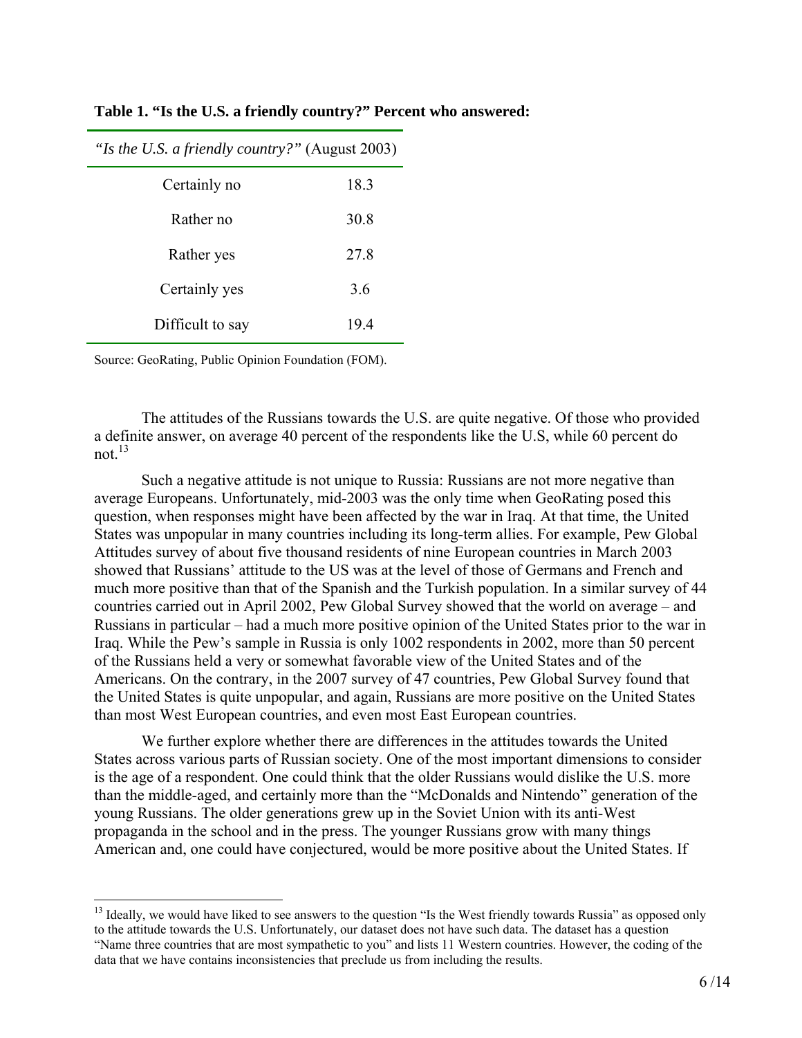**Table 1. "Is the U.S. a friendly country?" Percent who answered:**

| *"Is the U.S. a friendly country?"* (August 2003) | |
|---|---|
| Certainly no | 18.3 |
| Rather no | 30.8 |
| Rather yes | 27.8 |
| Certainly yes | 3.6 |
| Difficult to say | 19.4 |

Source: GeoRating, Public Opinion Foundation (FOM).

The attitudes of the Russians towards the U.S. are quite negative. Of those who provided a definite answer, on average 40 percent of the respondents like the U.S, while 60 percent do not.[13]

Such a negative attitude is not unique to Russia: Russians are not more negative than average Europeans. Unfortunately, mid-2003 was the only time when GeoRating posed this question, when responses might have been affected by the war in Iraq. At that time, the United States was unpopular in many countries including its long-term allies. For example, Pew Global Attitudes survey of about five thousand residents of nine European countries in March 2003 showed that Russians' attitude to the US was at the level of those of Germans and French and much more positive than that of the Spanish and the Turkish population. In a similar survey of 44 countries carried out in April 2002, Pew Global Survey showed that the world on average – and Russians in particular – had a much more positive opinion of the United States prior to the war in Iraq. While the Pew's sample in Russia is only 1002 respondents in 2002, more than 50 percent of the Russians held a very or somewhat favorable view of the United States and of the Americans. On the contrary, in the 2007 survey of 47 countries, Pew Global Survey found that the United States is quite unpopular, and again, Russians are more positive on the United States than most West European countries, and even most East European countries.

We further explore whether there are differences in the attitudes towards the United States across various parts of Russian society. One of the most important dimensions to consider is the age of a respondent. One could think that the older Russians would dislike the U.S. more than the middle-aged, and certainly more than the "McDonalds and Nintendo" generation of the young Russians. The older generations grew up in the Soviet Union with its anti-West propaganda in the school and in the press. The younger Russians grow with many things American and, one could have conjectured, would be more positive about the United States. If

[13] Ideally, we would have liked to see answers to the question "Is the West friendly towards Russia" as opposed only to the attitude towards the U.S. Unfortunately, our dataset does not have such data. The dataset has a question "Name three countries that are most sympathetic to you" and lists 11 Western countries. However, the coding of the data that we have contains inconsistencies that preclude us from including the results.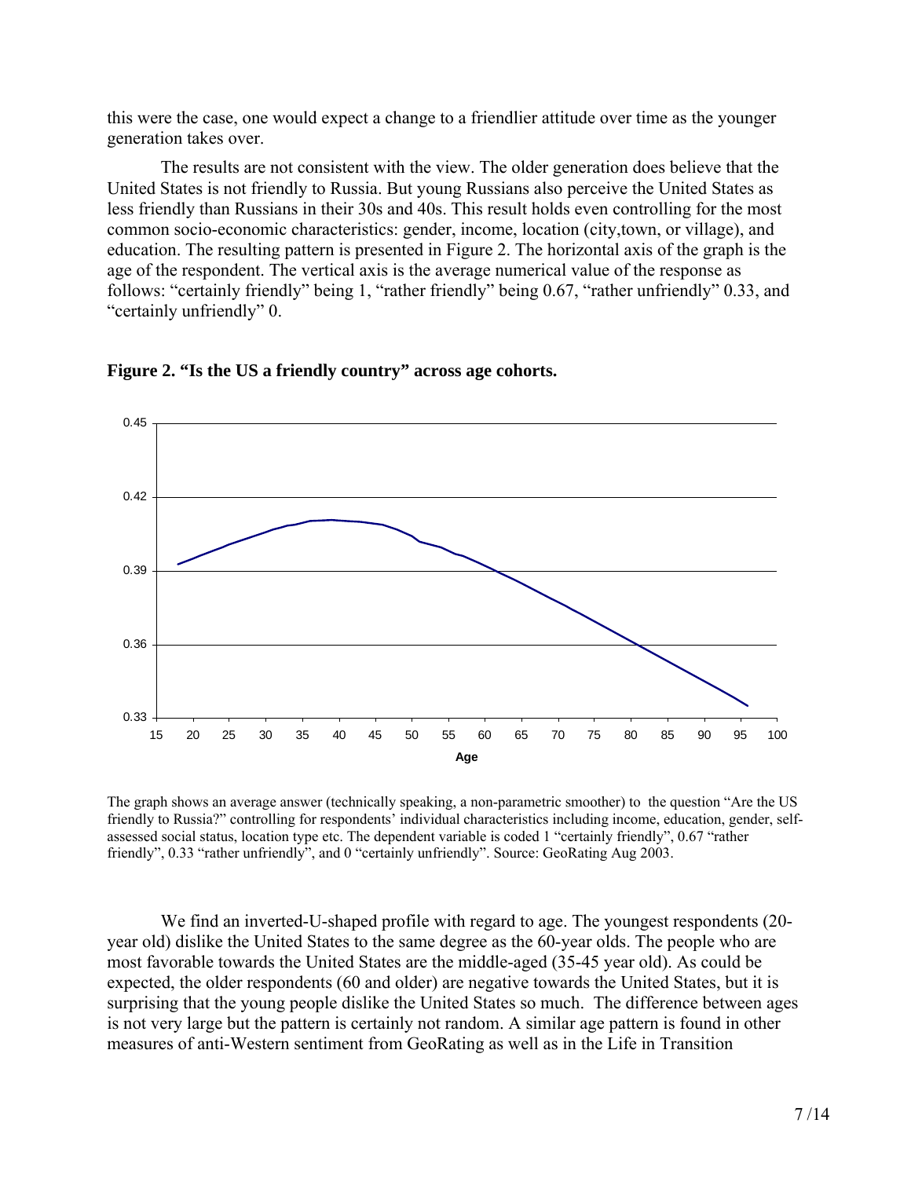this were the case, one would expect a change to a friendlier attitude over time as the younger generation takes over.

The results are not consistent with the view. The older generation does believe that the United States is not friendly to Russia. But young Russians also perceive the United States as less friendly than Russians in their 30s and 40s. This result holds even controlling for the most common socio-economic characteristics: gender, income, location (city,town, or village), and education. The resulting pattern is presented in Figure 2. The horizontal axis of the graph is the age of the respondent. The vertical axis is the average numerical value of the response as follows: "certainly friendly" being 1, "rather friendly" being 0.67, "rather unfriendly" 0.33, and "certainly unfriendly" 0.

**Figure 2. "Is the US a friendly country" across age cohorts.**

The graph shows an average answer (technically speaking, a non-parametric smoother) to the question "Are the US friendly to Russia?" controlling for respondents' individual characteristics including income, education, gender, self-assessed social status, location type etc. The dependent variable is coded 1 "certainly friendly", 0.67 "rather friendly", 0.33 "rather unfriendly", and 0 "certainly unfriendly". Source: GeoRating Aug 2003.

We find an inverted-U-shaped profile with regard to age. The youngest respondents (20-year old) dislike the United States to the same degree as the 60-year olds. The people who are most favorable towards the United States are the middle-aged (35-45 year old). As could be expected, the older respondents (60 and older) are negative towards the United States, but it is surprising that the young people dislike the United States so much. The difference between ages is not very large but the pattern is certainly not random. A similar age pattern is found in other measures of anti-Western sentiment from GeoRating as well as in the Life in Transition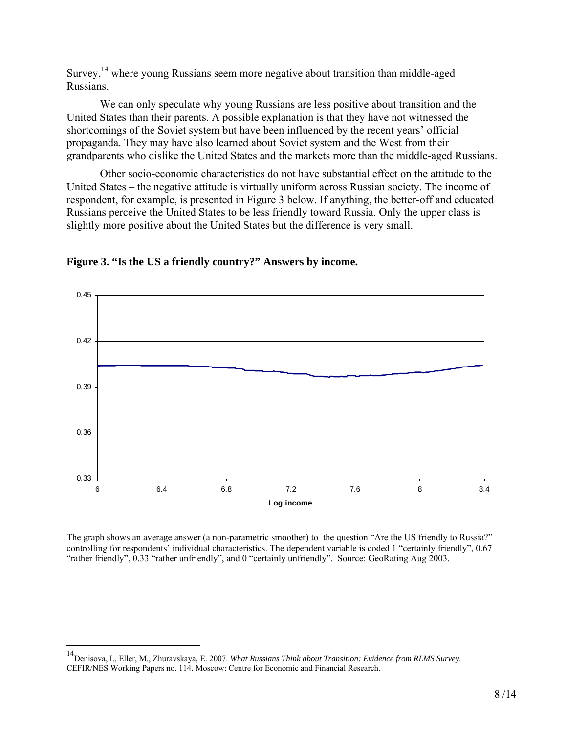Survey,[14] where young Russians seem more negative about transition than middle-aged Russians.

We can only speculate why young Russians are less positive about transition and the United States than their parents. A possible explanation is that they have not witnessed the shortcomings of the Soviet system but have been influenced by the recent years' official propaganda. They may have also learned about Soviet system and the West from their grandparents who dislike the United States and the markets more than the middle-aged Russians.

Other socio-economic characteristics do not have substantial effect on the attitude to the United States – the negative attitude is virtually uniform across Russian society. The income of respondent, for example, is presented in Figure 3 below. If anything, the better-off and educated Russians perceive the United States to be less friendly toward Russia. Only the upper class is slightly more positive about the United States but the difference is very small.

**Figure 3. "Is the US a friendly country?" Answers by income.**

The graph shows an average answer (a non-parametric smoother) to the question "Are the US friendly to Russia?" controlling for respondents' individual characteristics. The dependent variable is coded 1 "certainly friendly", 0.67 "rather friendly", 0.33 "rather unfriendly", and 0 "certainly unfriendly". Source: GeoRating Aug 2003.

[14] Denisova, I., Eller, M., Zhuravskaya, E. 2007. *What Russians Think about Transition: Evidence from RLMS Survey*. CEFIR/NES Working Papers no. 114. Moscow: Centre for Economic and Financial Research.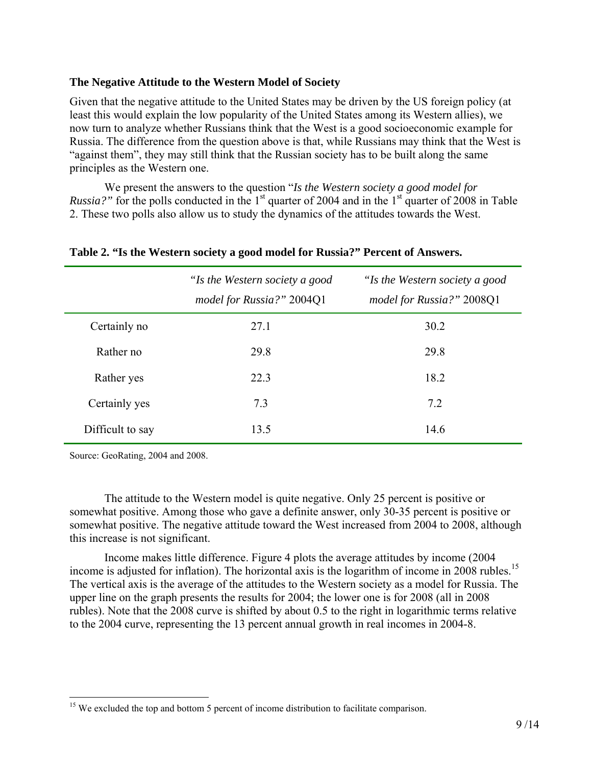### The Negative Attitude to the Western Model of Society

Given that the negative attitude to the United States may be driven by the US foreign policy (at least this would explain the low popularity of the United States among its Western allies), we now turn to analyze whether Russians think that the West is a good socioeconomic example for Russia. The difference from the question above is that, while Russians may think that the West is "against them", they may still think that the Russian society has to be built along the same principles as the Western one.

We present the answers to the question "*Is the Western society a good model for Russia?*" for the polls conducted in the 1st quarter of 2004 and in the 1st quarter of 2008 in Table 2. These two polls also allow us to study the dynamics of the attitudes towards the West.

**Table 2. "Is the Western society a good model for Russia?" Percent of Answers.**

| | *"Is the Western society a good model for Russia?"* 2004Q1 | *"Is the Western society a good model for Russia?"* 2008Q1 |
|---|---|---|
| Certainly no | 27.1 | 30.2 |
| Rather no | 29.8 | 29.8 |
| Rather yes | 22.3 | 18.2 |
| Certainly yes | 7.3 | 7.2 |
| Difficult to say | 13.5 | 14.6 |

Source: GeoRating, 2004 and 2008.

The attitude to the Western model is quite negative. Only 25 percent is positive or somewhat positive. Among those who gave a definite answer, only 30-35 percent is positive or somewhat positive. The negative attitude toward the West increased from 2004 to 2008, although this increase is not significant.

Income makes little difference. Figure 4 plots the average attitudes by income (2004 income is adjusted for inflation). The horizontal axis is the logarithm of income in 2008 rubles.[15] The vertical axis is the average of the attitudes to the Western society as a model for Russia. The upper line on the graph presents the results for 2004; the lower one is for 2008 (all in 2008 rubles). Note that the 2008 curve is shifted by about 0.5 to the right in logarithmic terms relative to the 2004 curve, representing the 13 percent annual growth in real incomes in 2004-8.

[15] We excluded the top and bottom 5 percent of income distribution to facilitate comparison.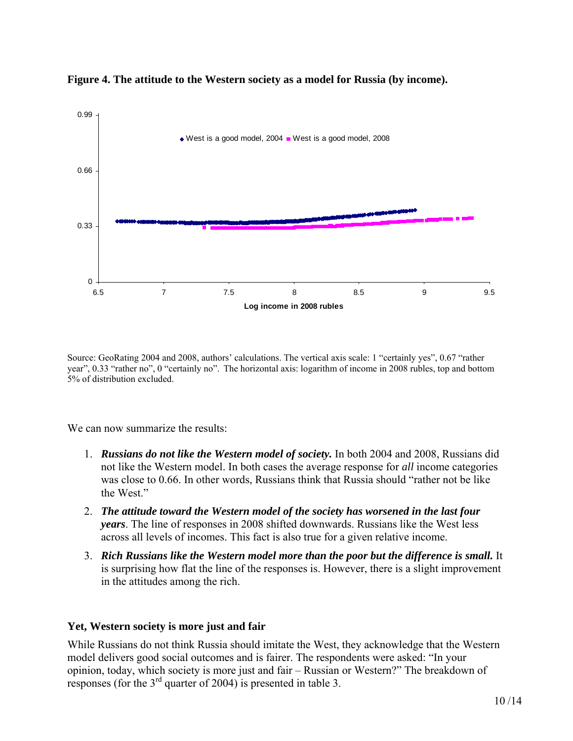**Figure 4. The attitude to the Western society as a model for Russia (by income).**

Source: GeoRating 2004 and 2008, authors' calculations. The vertical axis scale: 1 "certainly yes", 0.67 "rather year", 0.33 "rather no", 0 "certainly no". The horizontal axis: logarithm of income in 2008 rubles, top and bottom 5% of distribution excluded.

We can now summarize the results:

1. ***Russians do not like the Western model of society.*** In both 2004 and 2008, Russians did not like the Western model. In both cases the average response for *all* income categories was close to 0.66. In other words, Russians think that Russia should "rather not be like the West."
2. ***The attitude toward the Western model of the society has worsened in the last four years***. The line of responses in 2008 shifted downwards. Russians like the West less across all levels of incomes. This fact is also true for a given relative income.
3. ***Rich Russians like the Western model more than the poor but the difference is small.*** It is surprising how flat the line of the responses is. However, there is a slight improvement in the attitudes among the rich.

### Yet, Western society is more just and fair

While Russians do not think Russia should imitate the West, they acknowledge that the Western model delivers good social outcomes and is fairer. The respondents were asked: "In your opinion, today, which society is more just and fair – Russian or Western?" The breakdown of responses (for the 3rd quarter of 2004) is presented in table 3.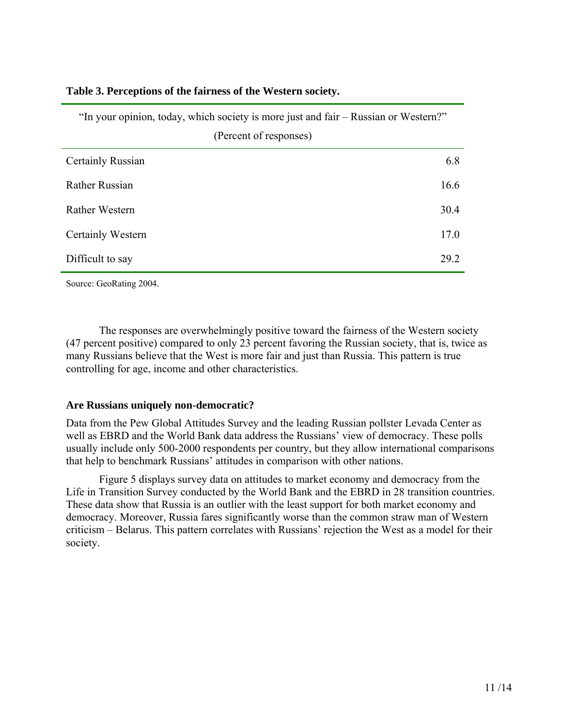**Table 3. Perceptions of the fairness of the Western society.**

| "In your opinion, today, which society is more just and fair – Russian or Western?" (Percent of responses) | |
|---|---|
| Certainly Russian | 6.8 |
| Rather Russian | 16.6 |
| Rather Western | 30.4 |
| Certainly Western | 17.0 |
| Difficult to say | 29.2 |

Source: GeoRating 2004.

The responses are overwhelmingly positive toward the fairness of the Western society (47 percent positive) compared to only 23 percent favoring the Russian society, that is, twice as many Russians believe that the West is more fair and just than Russia. This pattern is true controlling for age, income and other characteristics.

### Are Russians uniquely non-democratic?

Data from the Pew Global Attitudes Survey and the leading Russian pollster Levada Center as well as EBRD and the World Bank data address the Russians' view of democracy. These polls usually include only 500-2000 respondents per country, but they allow international comparisons that help to benchmark Russians' attitudes in comparison with other nations.

Figure 5 displays survey data on attitudes to market economy and democracy from the Life in Transition Survey conducted by the World Bank and the EBRD in 28 transition countries. These data show that Russia is an outlier with the least support for both market economy and democracy. Moreover, Russia fares significantly worse than the common straw man of Western criticism – Belarus. This pattern correlates with Russians' rejection the West as a model for their society.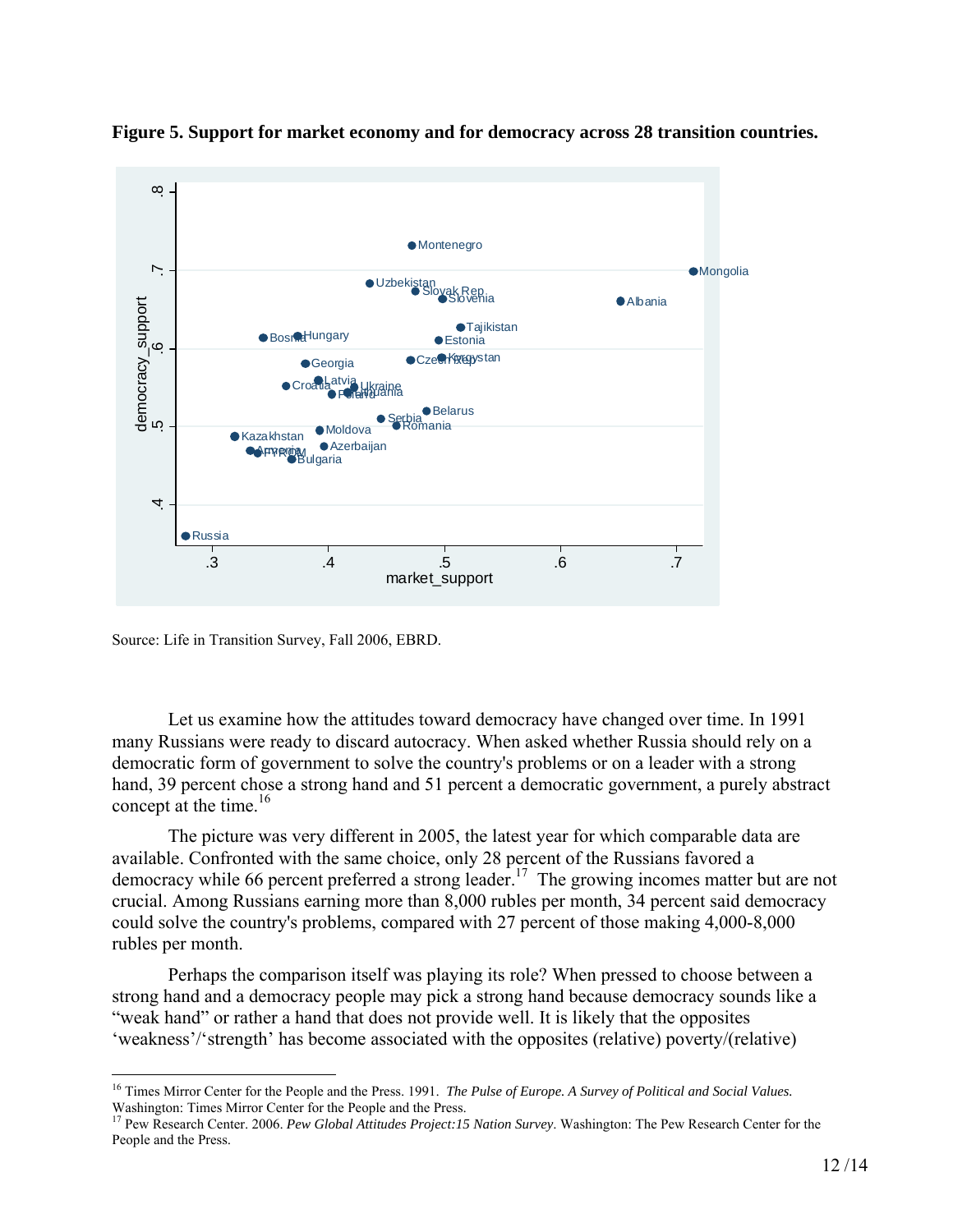**Figure 5. Support for market economy and for democracy across 28 transition countries.**

Source: Life in Transition Survey, Fall 2006, EBRD.

Let us examine how the attitudes toward democracy have changed over time. In 1991 many Russians were ready to discard autocracy. When asked whether Russia should rely on a democratic form of government to solve the country's problems or on a leader with a strong hand, 39 percent chose a strong hand and 51 percent a democratic government, a purely abstract concept at the time.[16]

The picture was very different in 2005, the latest year for which comparable data are available. Confronted with the same choice, only 28 percent of the Russians favored a democracy while 66 percent preferred a strong leader.[17] The growing incomes matter but are not crucial. Among Russians earning more than 8,000 rubles per month, 34 percent said democracy could solve the country's problems, compared with 27 percent of those making 4,000-8,000 rubles per month.

Perhaps the comparison itself was playing its role? When pressed to choose between a strong hand and a democracy people may pick a strong hand because democracy sounds like a "weak hand" or rather a hand that does not provide well. It is likely that the opposites 'weakness'/'strength' has become associated with the opposites (relative) poverty/(relative)

---

[16] Times Mirror Center for the People and the Press. 1991. *The Pulse of Europe. A Survey of Political and Social Values.* Washington: Times Mirror Center for the People and the Press.

[17] Pew Research Center. 2006. *Pew Global Attitudes Project:15 Nation Survey*. Washington: The Pew Research Center for the People and the Press.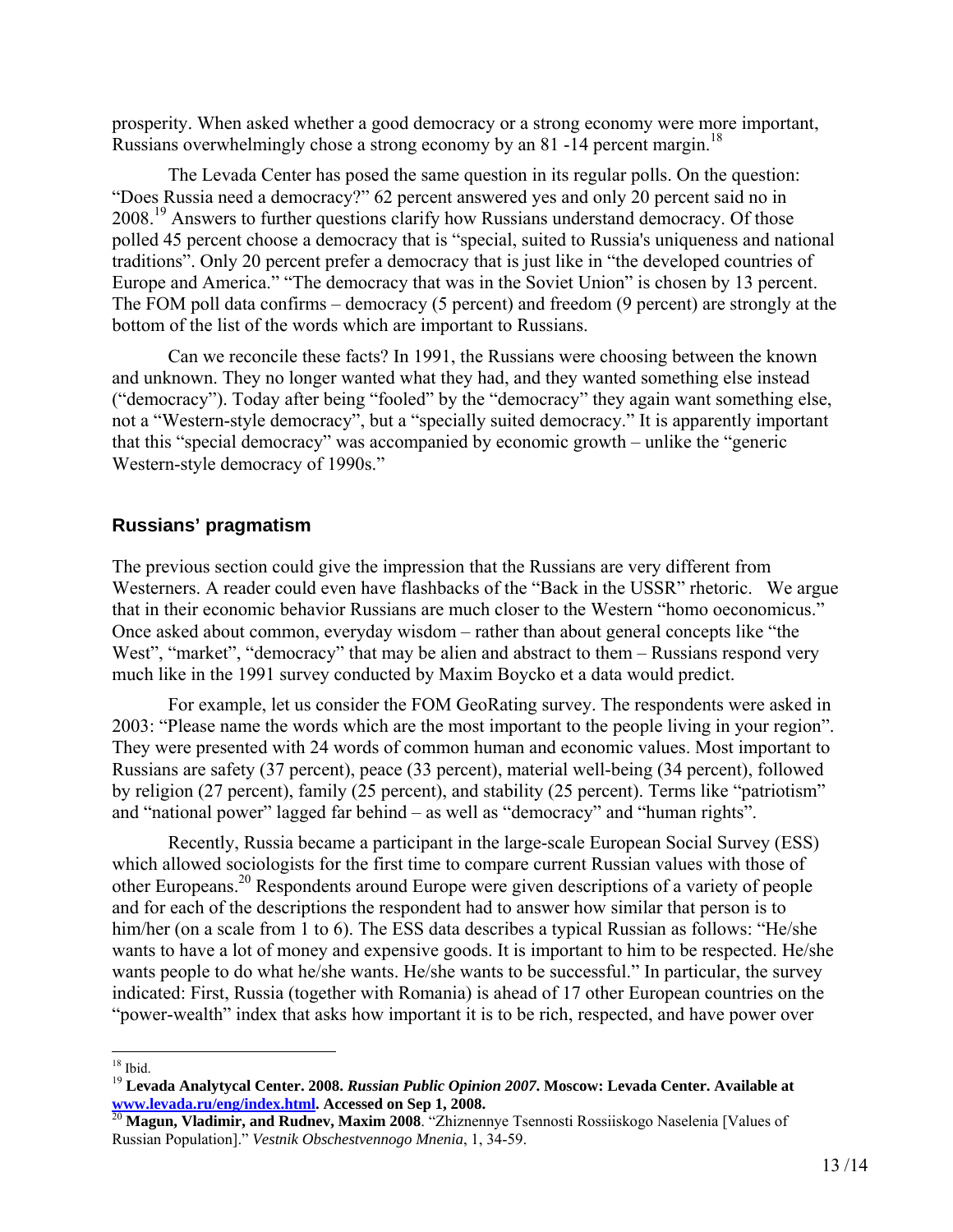prosperity. When asked whether a good democracy or a strong economy were more important, Russians overwhelmingly chose a strong economy by an 81 -14 percent margin.[18]

The Levada Center has posed the same question in its regular polls. On the question: "Does Russia need a democracy?" 62 percent answered yes and only 20 percent said no in 2008.[19] Answers to further questions clarify how Russians understand democracy. Of those polled 45 percent choose a democracy that is "special, suited to Russia's uniqueness and national traditions". Only 20 percent prefer a democracy that is just like in "the developed countries of Europe and America." "The democracy that was in the Soviet Union" is chosen by 13 percent. The FOM poll data confirms – democracy (5 percent) and freedom (9 percent) are strongly at the bottom of the list of the words which are important to Russians.

Can we reconcile these facts? In 1991, the Russians were choosing between the known and unknown. They no longer wanted what they had, and they wanted something else instead ("democracy"). Today after being "fooled" by the "democracy" they again want something else, not a "Western-style democracy", but a "specially suited democracy." It is apparently important that this "special democracy" was accompanied by economic growth – unlike the "generic Western-style democracy of 1990s."

## Russians' pragmatism

The previous section could give the impression that the Russians are very different from Westerners. A reader could even have flashbacks of the "Back in the USSR" rhetoric. We argue that in their economic behavior Russians are much closer to the Western "homo oeconomicus." Once asked about common, everyday wisdom – rather than about general concepts like "the West", "market", "democracy" that may be alien and abstract to them – Russians respond very much like in the 1991 survey conducted by Maxim Boycko et a data would predict.

For example, let us consider the FOM GeoRating survey. The respondents were asked in 2003: "Please name the words which are the most important to the people living in your region". They were presented with 24 words of common human and economic values. Most important to Russians are safety (37 percent), peace (33 percent), material well-being (34 percent), followed by religion (27 percent), family (25 percent), and stability (25 percent). Terms like "patriotism" and "national power" lagged far behind – as well as "democracy" and "human rights".

Recently, Russia became a participant in the large-scale European Social Survey (ESS) which allowed sociologists for the first time to compare current Russian values with those of other Europeans.[20] Respondents around Europe were given descriptions of a variety of people and for each of the descriptions the respondent had to answer how similar that person is to him/her (on a scale from 1 to 6). The ESS data describes a typical Russian as follows: "He/she wants to have a lot of money and expensive goods. It is important to him to be respected. He/she wants people to do what he/she wants. He/she wants to be successful." In particular, the survey indicated: First, Russia (together with Romania) is ahead of 17 other European countries on the "power-wealth" index that asks how important it is to be rich, respected, and have power over

---

[18] Ibid.

[19] **Levada Analytycal Center. 2008. *Russian Public Opinion 2007*. Moscow: Levada Center. Available at [www.levada.ru/eng/index.html](www.levada.ru/eng/index.html). Accessed on Sep 1, 2008.**

[20] **Magun, Vladimir, and Rudnev, Maxim 2008**. "Zhiznennye Tsennosti Rossiiskogo Naseleniia [Values of Russian Population]." *Vestnik Obschestvennogo Mnenia*, 1, 34-59.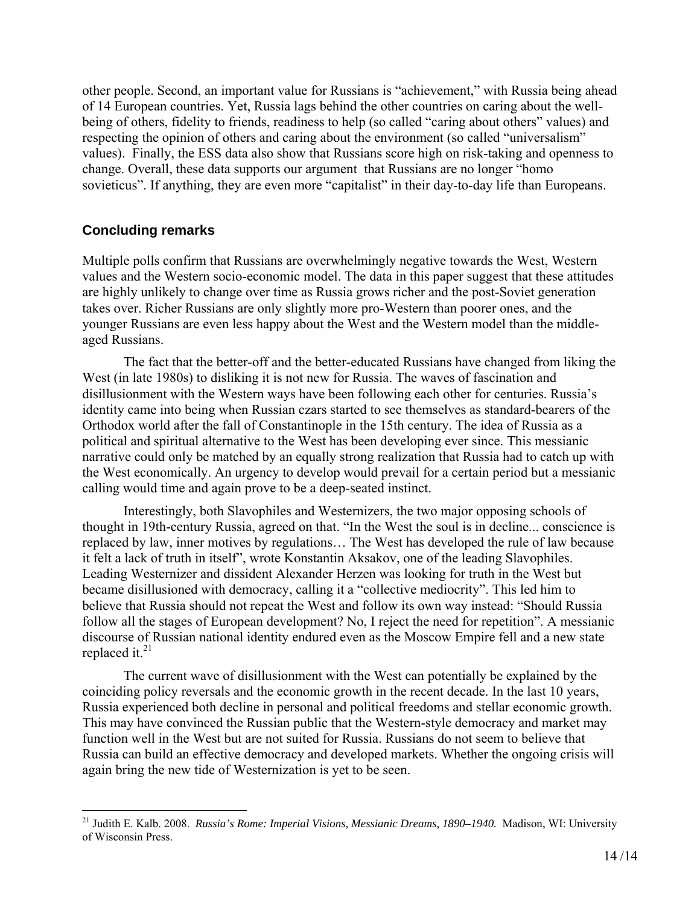other people. Second, an important value for Russians is "achievement," with Russia being ahead of 14 European countries. Yet, Russia lags behind the other countries on caring about the well-being of others, fidelity to friends, readiness to help (so called "caring about others" values) and respecting the opinion of others and caring about the environment (so called "universalism" values). Finally, the ESS data also show that Russians score high on risk-taking and openness to change. Overall, these data supports our argument that Russians are no longer "homo sovieticus". If anything, they are even more "capitalist" in their day-to-day life than Europeans.

## Concluding remarks

Multiple polls confirm that Russians are overwhelmingly negative towards the West, Western values and the Western socio-economic model. The data in this paper suggest that these attitudes are highly unlikely to change over time as Russia grows richer and the post-Soviet generation takes over. Richer Russians are only slightly more pro-Western than poorer ones, and the younger Russians are even less happy about the West and the Western model than the middle-aged Russians.

The fact that the better-off and the better-educated Russians have changed from liking the West (in late 1980s) to disliking it is not new for Russia. The waves of fascination and disillusionment with the Western ways have been following each other for centuries. Russia's identity came into being when Russian czars started to see themselves as standard-bearers of the Orthodox world after the fall of Constantinople in the 15th century. The idea of Russia as a political and spiritual alternative to the West has been developing ever since. This messianic narrative could only be matched by an equally strong realization that Russia had to catch up with the West economically. An urgency to develop would prevail for a certain period but a messianic calling would time and again prove to be a deep-seated instinct.

Interestingly, both Slavophiles and Westernizers, the two major opposing schools of thought in 19th-century Russia, agreed on that. "In the West the soul is in decline... conscience is replaced by law, inner motives by regulations… The West has developed the rule of law because it felt a lack of truth in itself", wrote Konstantin Aksakov, one of the leading Slavophiles. Leading Westernizer and dissident Alexander Herzen was looking for truth in the West but became disillusioned with democracy, calling it a "collective mediocrity". This led him to believe that Russia should not repeat the West and follow its own way instead: "Should Russia follow all the stages of European development? No, I reject the need for repetition". A messianic discourse of Russian national identity endured even as the Moscow Empire fell and a new state replaced it.[21]

The current wave of disillusionment with the West can potentially be explained by the coinciding policy reversals and the economic growth in the recent decade. In the last 10 years, Russia experienced both decline in personal and political freedoms and stellar economic growth. This may have convinced the Russian public that the Western-style democracy and market may function well in the West but are not suited for Russia. Russians do not seem to believe that Russia can build an effective democracy and developed markets. Whether the ongoing crisis will again bring the new tide of Westernization is yet to be seen.

[21] Judith E. Kalb. 2008. *Russia's Rome: Imperial Visions, Messianic Dreams, 1890–1940.* Madison, WI: University of Wisconsin Press.